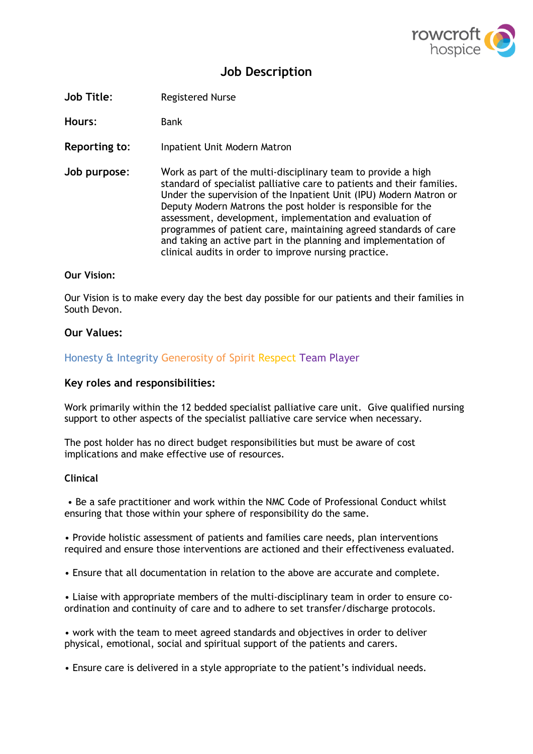# Job Description

**Job Title:** Registered Nurse

**Hours:** Bank

**Reporting to:** Inpatient Unit Modern Matron

**Job purpose:** Work as part of the multi-disciplinary team to provide a high standard of specialist palliative care to patients and their families. Under the supervision of the Inpatient Unit (IPU) Modern Matron or Deputy Modern Matrons the post holder is responsible for the assessment, development, implementation and evaluation of programmes of patient care, maintaining agreed standards of care and taking an active part in the planning and implementation of clinical audits in order to improve nursing practice.

**Our Vision:**

Our Vision is to make every day the best day possible for our patients and their families in South Devon.

## Our Values:

Honesty & Integrity Generosity of Spirit Respect Team Player

## Key roles and responsibilities:

Work primarily within the 12 bedded specialist palliative care unit. Give qualified nursing support to other aspects of the specialist palliative care service when necessary.

The post holder has no direct budget responsibilities but must be aware of cost implications and make effective use of resources.

### Clinical

- Be a safe practitioner and work within the NMC Code of Professional Conduct whilst ensuring that those within your sphere of responsibility do the same.

- Provide holistic assessment of patients and families care needs, plan interventions required and ensure those interventions are actioned and their effectiveness evaluated.

- Ensure that all documentation in relation to the above are accurate and complete.

- Liaise with appropriate members of the multi-disciplinary team in order to ensure co-ordination and continuity of care and to adhere to set transfer/discharge protocols.

- work with the team to meet agreed standards and objectives in order to deliver physical, emotional, social and spiritual support of the patients and carers.

- Ensure care is delivered in a style appropriate to the patient's individual needs.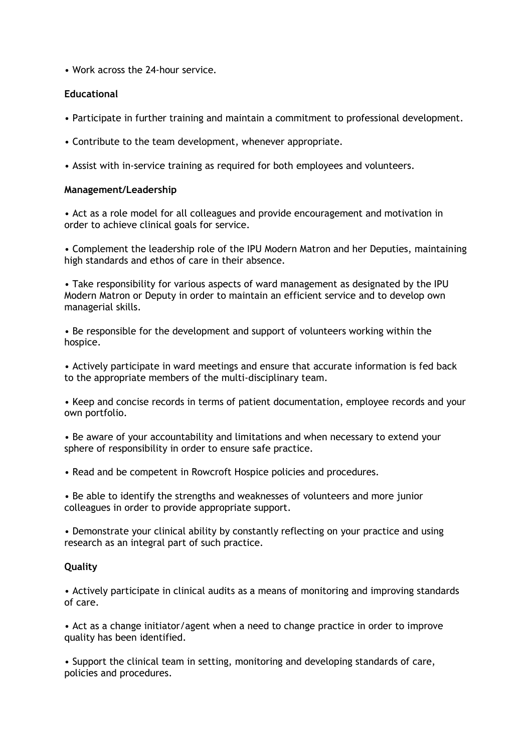- Work across the 24-hour service.

**Educational**

- Participate in further training and maintain a commitment to professional development.
- Contribute to the team development, whenever appropriate.
- Assist with in-service training as required for both employees and volunteers.

**Management/Leadership**

- Act as a role model for all colleagues and provide encouragement and motivation in order to achieve clinical goals for service.
- Complement the leadership role of the IPU Modern Matron and her Deputies, maintaining high standards and ethos of care in their absence.
- Take responsibility for various aspects of ward management as designated by the IPU Modern Matron or Deputy in order to maintain an efficient service and to develop own managerial skills.
- Be responsible for the development and support of volunteers working within the hospice.
- Actively participate in ward meetings and ensure that accurate information is fed back to the appropriate members of the multi-disciplinary team.
- Keep and concise records in terms of patient documentation, employee records and your own portfolio.
- Be aware of your accountability and limitations and when necessary to extend your sphere of responsibility in order to ensure safe practice.
- Read and be competent in Rowcroft Hospice policies and procedures.
- Be able to identify the strengths and weaknesses of volunteers and more junior colleagues in order to provide appropriate support.
- Demonstrate your clinical ability by constantly reflecting on your practice and using research as an integral part of such practice.

**Quality**

- Actively participate in clinical audits as a means of monitoring and improving standards of care.
- Act as a change initiator/agent when a need to change practice in order to improve quality has been identified.
- Support the clinical team in setting, monitoring and developing standards of care, policies and procedures.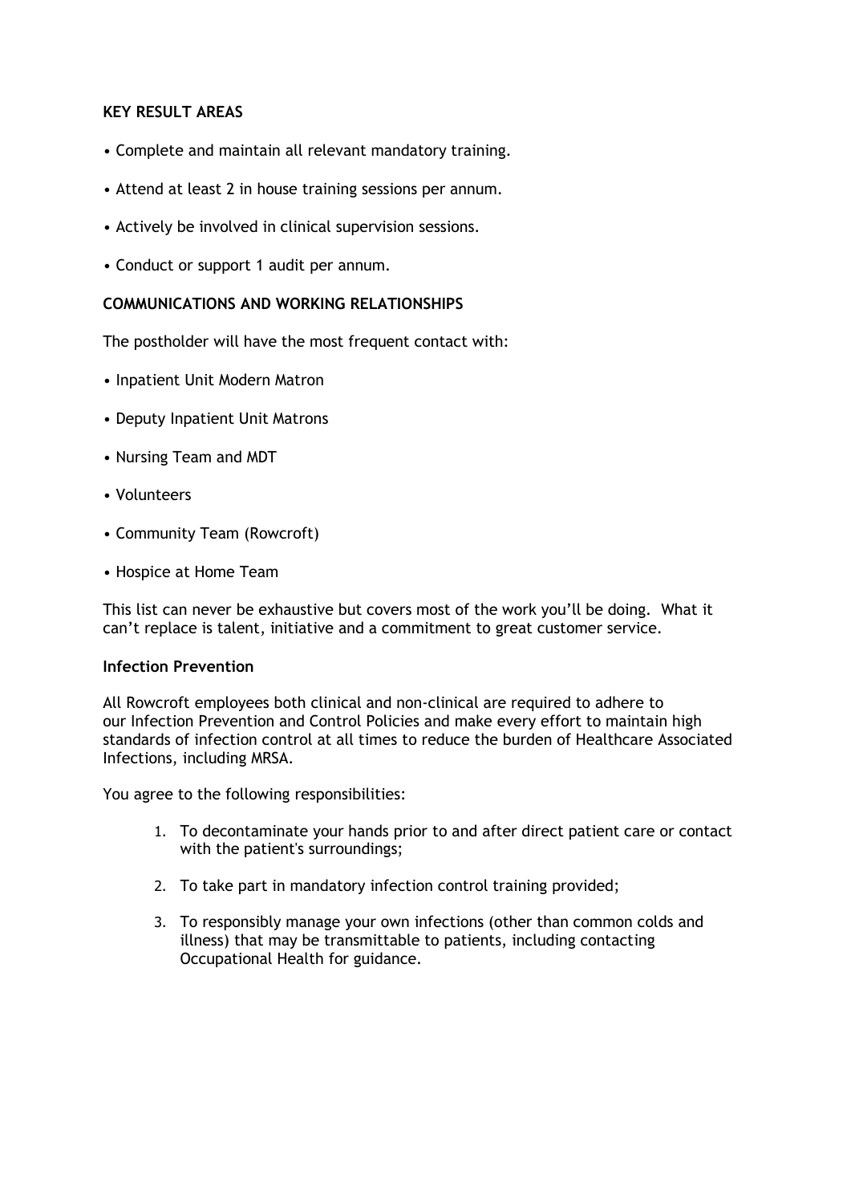**KEY RESULT AREAS**

- Complete and maintain all relevant mandatory training.
- Attend at least 2 in house training sessions per annum.
- Actively be involved in clinical supervision sessions.
- Conduct or support 1 audit per annum.

**COMMUNICATIONS AND WORKING RELATIONSHIPS**

The postholder will have the most frequent contact with:

- Inpatient Unit Modern Matron
- Deputy Inpatient Unit Matrons
- Nursing Team and MDT
- Volunteers
- Community Team (Rowcroft)
- Hospice at Home Team

This list can never be exhaustive but covers most of the work you'll be doing. What it can't replace is talent, initiative and a commitment to great customer service.

**Infection Prevention**

All Rowcroft employees both clinical and non-clinical are required to adhere to our Infection Prevention and Control Policies and make every effort to maintain high standards of infection control at all times to reduce the burden of Healthcare Associated Infections, including MRSA.

You agree to the following responsibilities:

1. To decontaminate your hands prior to and after direct patient care or contact with the patient's surroundings;
2. To take part in mandatory infection control training provided;
3. To responsibly manage your own infections (other than common colds and illness) that may be transmittable to patients, including contacting Occupational Health for guidance.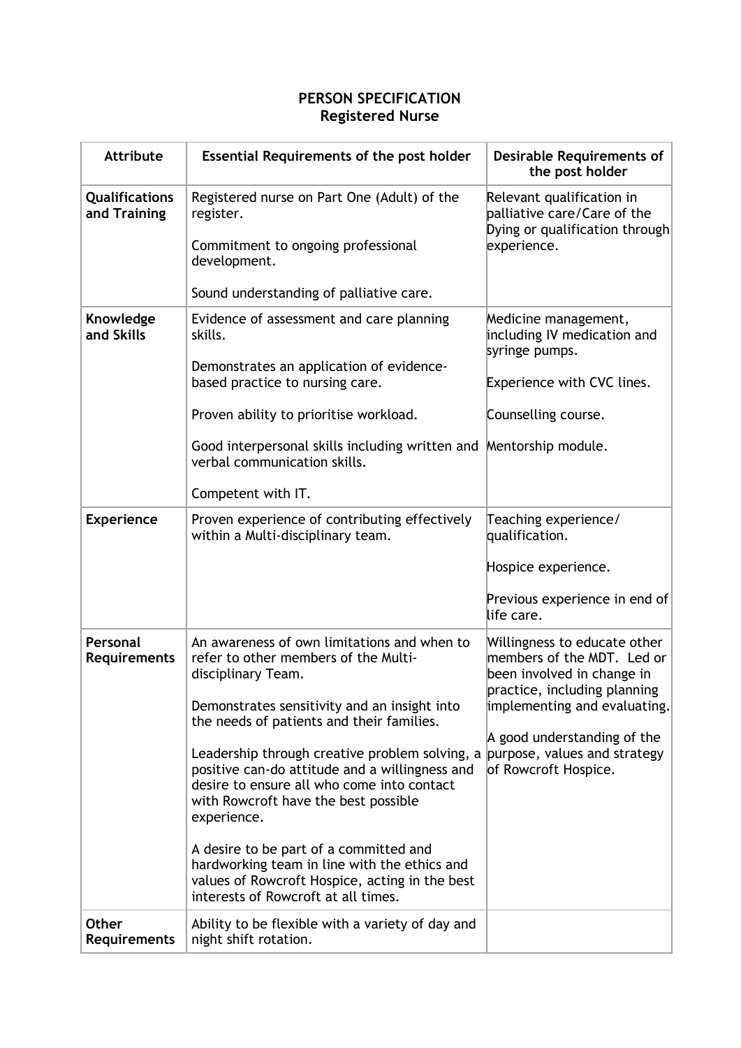# PERSON SPECIFICATION
## Registered Nurse

| Attribute | Essential Requirements of the post holder | Desirable Requirements of the post holder |
|---|---|---|
| **Qualifications and Training** | Registered nurse on Part One (Adult) of the register.<br><br>Commitment to ongoing professional development.<br><br>Sound understanding of palliative care. | Relevant qualification in palliative care/Care of the Dying or qualification through experience. |
| **Knowledge and Skills** | Evidence of assessment and care planning skills.<br><br>Demonstrates an application of evidence-based practice to nursing care.<br><br>Proven ability to prioritise workload.<br><br>Good interpersonal skills including written and verbal communication skills.<br><br>Competent with IT. | Medicine management, including IV medication and syringe pumps.<br><br>Experience with CVC lines.<br><br>Counselling course.<br><br>Mentorship module. |
| **Experience** | Proven experience of contributing effectively within a Multi-disciplinary team. | Teaching experience/ qualification.<br><br>Hospice experience.<br><br>Previous experience in end of life care. |
| **Personal Requirements** | An awareness of own limitations and when to refer to other members of the Multi-disciplinary Team.<br><br>Demonstrates sensitivity and an insight into the needs of patients and their families.<br><br>Leadership through creative problem solving, a positive can-do attitude and a willingness and desire to ensure all who come into contact with Rowcroft have the best possible experience.<br><br>A desire to be part of a committed and hardworking team in line with the ethics and values of Rowcroft Hospice, acting in the best interests of Rowcroft at all times. | Willingness to educate other members of the MDT. Led or been involved in change in practice, including planning implementing and evaluating.<br><br>A good understanding of the purpose, values and strategy of Rowcroft Hospice. |
| **Other Requirements** | Ability to be flexible with a variety of day and night shift rotation. | |